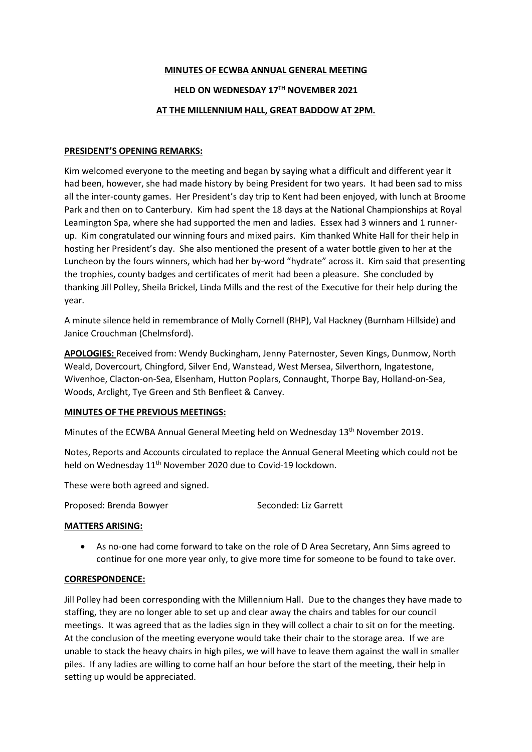**MINUTES OF ECWBA ANNUAL GENERAL MEETING**

**HELD ON WEDNESDAY 17TH NOVEMBER 2021**

**AT THE MILLENNIUM HALL, GREAT BADDOW AT 2PM.**

**PRESIDENT'S OPENING REMARKS:**

Kim welcomed everyone to the meeting and began by saying what a difficult and different year it had been, however, she had made history by being President for two years. It had been sad to miss all the inter-county games. Her President's day trip to Kent had been enjoyed, with lunch at Broome Park and then on to Canterbury. Kim had spent the 18 days at the National Championships at Royal Leamington Spa, where she had supported the men and ladies. Essex had 3 winners and 1 runner-up. Kim congratulated our winning fours and mixed pairs. Kim thanked White Hall for their help in hosting her President's day. She also mentioned the present of a water bottle given to her at the Luncheon by the fours winners, which had her by-word "hydrate" across it. Kim said that presenting the trophies, county badges and certificates of merit had been a pleasure. She concluded by thanking Jill Polley, Sheila Brickel, Linda Mills and the rest of the Executive for their help during the year.

A minute silence held in remembrance of Molly Cornell (RHP), Val Hackney (Burnham Hillside) and Janice Crouchman (Chelmsford).

**APOLOGIES:** Received from: Wendy Buckingham, Jenny Paternoster, Seven Kings, Dunmow, North Weald, Dovercourt, Chingford, Silver End, Wanstead, West Mersea, Silverthorn, Ingatestone, Wivenhoe, Clacton-on-Sea, Elsenham, Hutton Poplars, Connaught, Thorpe Bay, Holland-on-Sea, Woods, Arclight, Tye Green and Sth Benfleet & Canvey.

**MINUTES OF THE PREVIOUS MEETINGS:**

Minutes of the ECWBA Annual General Meeting held on Wednesday 13th November 2019.

Notes, Reports and Accounts circulated to replace the Annual General Meeting which could not be held on Wednesday 11th November 2020 due to Covid-19 lockdown.

These were both agreed and signed.

Proposed: Brenda Bowyer Seconded: Liz Garrett

**MATTERS ARISING:**

- As no-one had come forward to take on the role of D Area Secretary, Ann Sims agreed to continue for one more year only, to give more time for someone to be found to take over.

**CORRESPONDENCE:**

Jill Polley had been corresponding with the Millennium Hall. Due to the changes they have made to staffing, they are no longer able to set up and clear away the chairs and tables for our council meetings. It was agreed that as the ladies sign in they will collect a chair to sit on for the meeting. At the conclusion of the meeting everyone would take their chair to the storage area. If we are unable to stack the heavy chairs in high piles, we will have to leave them against the wall in smaller piles. If any ladies are willing to come half an hour before the start of the meeting, their help in setting up would be appreciated.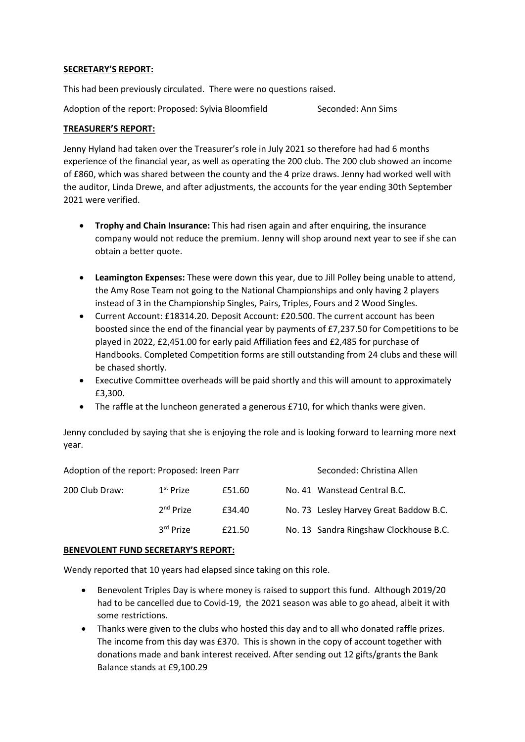**SECRETARY'S REPORT:**

This had been previously circulated. There were no questions raised.

Adoption of the report: Proposed: Sylvia Bloomfield Seconded: Ann Sims

**TREASURER'S REPORT:**

Jenny Hyland had taken over the Treasurer's role in July 2021 so therefore had had 6 months experience of the financial year, as well as operating the 200 club. The 200 club showed an income of £860, which was shared between the county and the 4 prize draws. Jenny had worked well with the auditor, Linda Drewe, and after adjustments, the accounts for the year ending 30th September 2021 were verified.

- **Trophy and Chain Insurance:** This had risen again and after enquiring, the insurance company would not reduce the premium. Jenny will shop around next year to see if she can obtain a better quote.
- **Leamington Expenses:** These were down this year, due to Jill Polley being unable to attend, the Amy Rose Team not going to the National Championships and only having 2 players instead of 3 in the Championship Singles, Pairs, Triples, Fours and 2 Wood Singles.
- Current Account: £18314.20. Deposit Account: £20.500. The current account has been boosted since the end of the financial year by payments of £7,237.50 for Competitions to be played in 2022, £2,451.00 for early paid Affiliation fees and £2,485 for purchase of Handbooks. Completed Competition forms are still outstanding from 24 clubs and these will be chased shortly.
- Executive Committee overheads will be paid shortly and this will amount to approximately £3,300.
- The raffle at the luncheon generated a generous £710, for which thanks were given.

Jenny concluded by saying that she is enjoying the role and is looking forward to learning more next year.

Adoption of the report: Proposed: Ireen Parr Seconded: Christina Allen

| 200 Club Draw: | 1st Prize | £51.60 | No. 41 Wanstead Central B.C. |
|---|---|---|---|
| | 2nd Prize | £34.40 | No. 73 Lesley Harvey Great Baddow B.C. |
| | 3rd Prize | £21.50 | No. 13 Sandra Ringshaw Clockhouse B.C. |

**BENEVOLENT FUND SECRETARY'S REPORT:**

Wendy reported that 10 years had elapsed since taking on this role.

- Benevolent Triples Day is where money is raised to support this fund. Although 2019/20 had to be cancelled due to Covid-19, the 2021 season was able to go ahead, albeit it with some restrictions.
- Thanks were given to the clubs who hosted this day and to all who donated raffle prizes. The income from this day was £370. This is shown in the copy of account together with donations made and bank interest received. After sending out 12 gifts/grants the Bank Balance stands at £9,100.29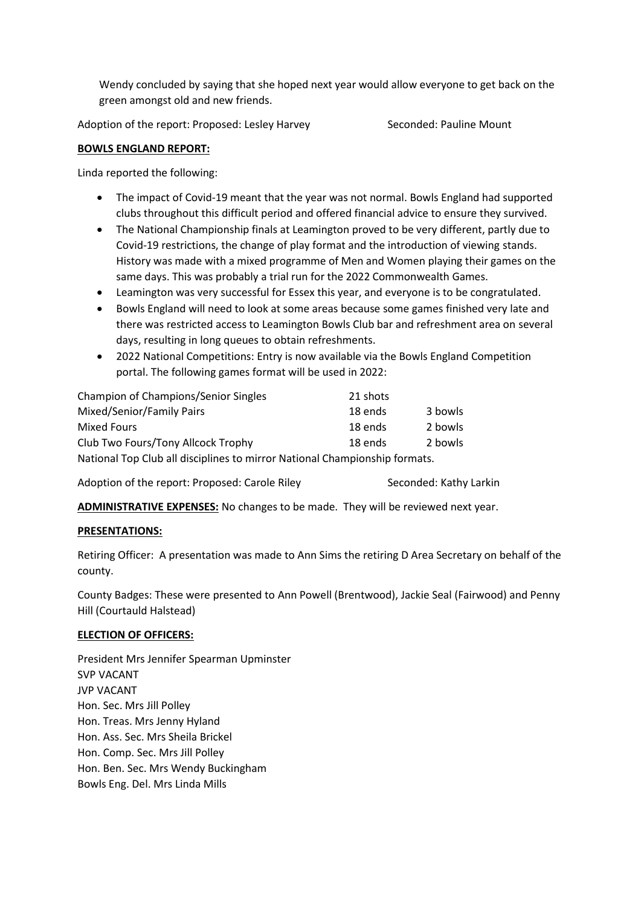Wendy concluded by saying that she hoped next year would allow everyone to get back on the green amongst old and new friends.

Adoption of the report: Proposed: Lesley Harvey Seconded: Pauline Mount

**BOWLS ENGLAND REPORT:**

Linda reported the following:

- The impact of Covid-19 meant that the year was not normal. Bowls England had supported clubs throughout this difficult period and offered financial advice to ensure they survived.
- The National Championship finals at Leamington proved to be very different, partly due to Covid-19 restrictions, the change of play format and the introduction of viewing stands. History was made with a mixed programme of Men and Women playing their games on the same days. This was probably a trial run for the 2022 Commonwealth Games.
- Leamington was very successful for Essex this year, and everyone is to be congratulated.
- Bowls England will need to look at some areas because some games finished very late and there was restricted access to Leamington Bowls Club bar and refreshment area on several days, resulting in long queues to obtain refreshments.
- 2022 National Competitions: Entry is now available via the Bowls England Competition portal. The following games format will be used in 2022:

| | | |
|---|---|---|
| Champion of Champions/Senior Singles | 21 shots | |
| Mixed/Senior/Family Pairs | 18 ends | 3 bowls |
| Mixed Fours | 18 ends | 2 bowls |
| Club Two Fours/Tony Allcock Trophy | 18 ends | 2 bowls |

National Top Club all disciplines to mirror National Championship formats.

Adoption of the report: Proposed: Carole Riley Seconded: Kathy Larkin

**ADMINISTRATIVE EXPENSES:** No changes to be made. They will be reviewed next year.

**PRESENTATIONS:**

Retiring Officer: A presentation was made to Ann Sims the retiring D Area Secretary on behalf of the county.

County Badges: These were presented to Ann Powell (Brentwood), Jackie Seal (Fairwood) and Penny Hill (Courtauld Halstead)

**ELECTION OF OFFICERS:**

President Mrs Jennifer Spearman Upminster
SVP VACANT
JVP VACANT
Hon. Sec. Mrs Jill Polley
Hon. Treas. Mrs Jenny Hyland
Hon. Ass. Sec. Mrs Sheila Brickel
Hon. Comp. Sec. Mrs Jill Polley
Hon. Ben. Sec. Mrs Wendy Buckingham
Bowls Eng. Del. Mrs Linda Mills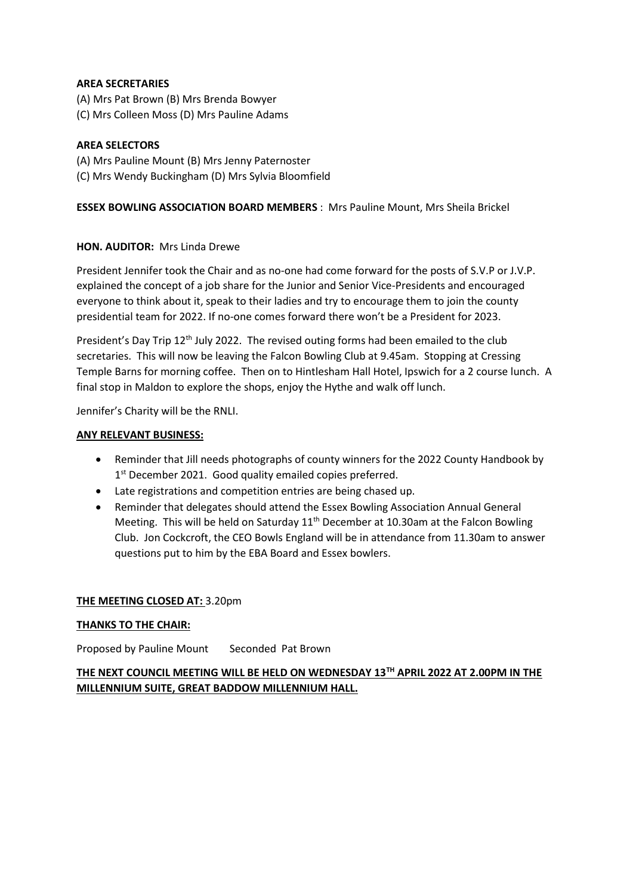**AREA SECRETARIES**

(A) Mrs Pat Brown (B) Mrs Brenda Bowyer
(C) Mrs Colleen Moss (D) Mrs Pauline Adams

**AREA SELECTORS**

(A) Mrs Pauline Mount (B) Mrs Jenny Paternoster
(C) Mrs Wendy Buckingham (D) Mrs Sylvia Bloomfield

**ESSEX BOWLING ASSOCIATION BOARD MEMBERS** : Mrs Pauline Mount, Mrs Sheila Brickel

**HON. AUDITOR:** Mrs Linda Drewe

President Jennifer took the Chair and as no-one had come forward for the posts of S.V.P or J.V.P. explained the concept of a job share for the Junior and Senior Vice-Presidents and encouraged everyone to think about it, speak to their ladies and try to encourage them to join the county presidential team for 2022. If no-one comes forward there won't be a President for 2023.

President's Day Trip 12th July 2022. The revised outing forms had been emailed to the club secretaries. This will now be leaving the Falcon Bowling Club at 9.45am. Stopping at Cressing Temple Barns for morning coffee. Then on to Hintlesham Hall Hotel, Ipswich for a 2 course lunch. A final stop in Maldon to explore the shops, enjoy the Hythe and walk off lunch.

Jennifer's Charity will be the RNLI.

**ANY RELEVANT BUSINESS:**

- Reminder that Jill needs photographs of county winners for the 2022 County Handbook by 1st December 2021. Good quality emailed copies preferred.
- Late registrations and competition entries are being chased up.
- Reminder that delegates should attend the Essex Bowling Association Annual General Meeting. This will be held on Saturday 11th December at 10.30am at the Falcon Bowling Club. Jon Cockcroft, the CEO Bowls England will be in attendance from 11.30am to answer questions put to him by the EBA Board and Essex bowlers.

**THE MEETING CLOSED AT:** 3.20pm

**THANKS TO THE CHAIR:**

Proposed by Pauline Mount     Seconded Pat Brown

**THE NEXT COUNCIL MEETING WILL BE HELD ON WEDNESDAY 13TH APRIL 2022 AT 2.00PM IN THE MILLENNIUM SUITE, GREAT BADDOW MILLENNIUM HALL.**